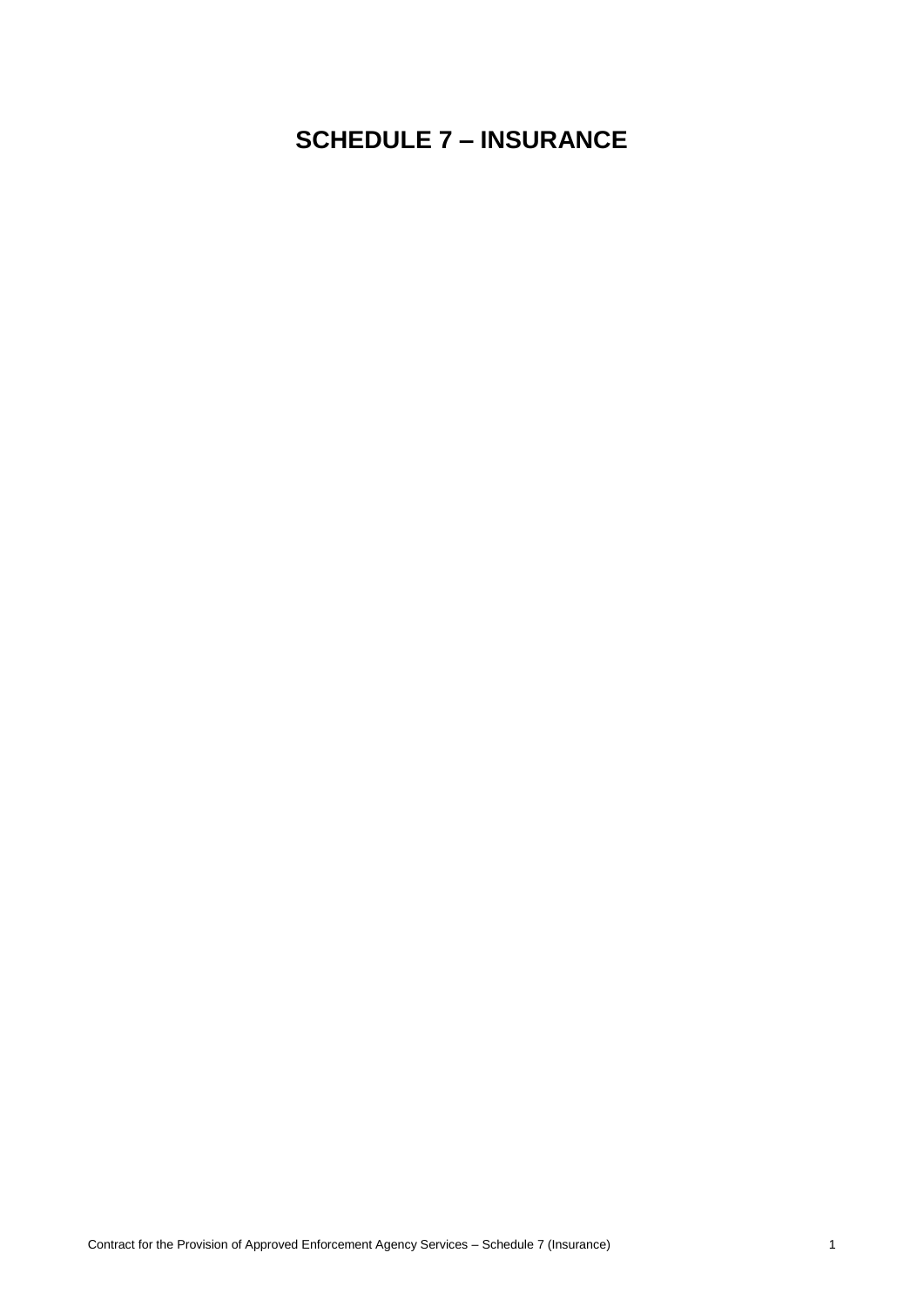# SCHEDULE 7 – INSURANCE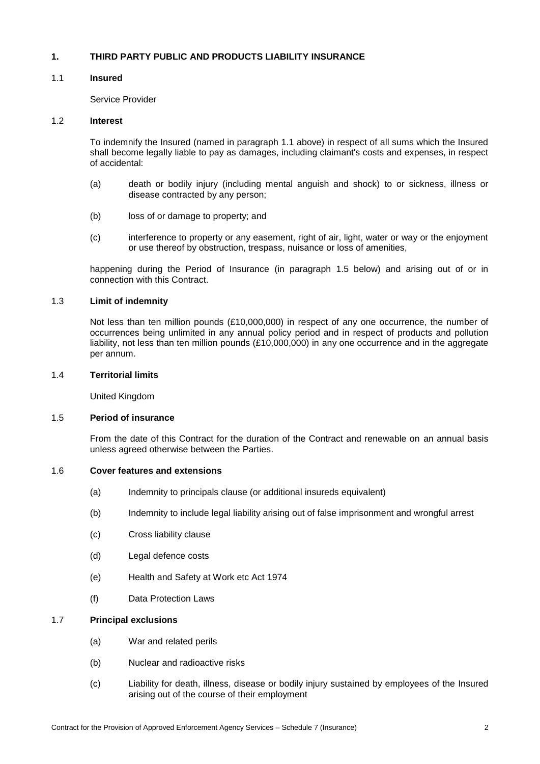## 1. THIRD PARTY PUBLIC AND PRODUCTS LIABILITY INSURANCE

### 1.1 Insured

Service Provider

### 1.2 Interest

To indemnify the Insured (named in paragraph 1.1 above) in respect of all sums which the Insured shall become legally liable to pay as damages, including claimant's costs and expenses, in respect of accidental:

(a) death or bodily injury (including mental anguish and shock) to or sickness, illness or disease contracted by any person;

(b) loss of or damage to property; and

(c) interference to property or any easement, right of air, light, water or way or the enjoyment or use thereof by obstruction, trespass, nuisance or loss of amenities,

happening during the Period of Insurance (in paragraph 1.5 below) and arising out of or in connection with this Contract.

### 1.3 Limit of indemnity

Not less than ten million pounds (£10,000,000) in respect of any one occurrence, the number of occurrences being unlimited in any annual policy period and in respect of products and pollution liability, not less than ten million pounds (£10,000,000) in any one occurrence and in the aggregate per annum.

### 1.4 Territorial limits

United Kingdom

### 1.5 Period of insurance

From the date of this Contract for the duration of the Contract and renewable on an annual basis unless agreed otherwise between the Parties.

### 1.6 Cover features and extensions

(a) Indemnity to principals clause (or additional insureds equivalent)

(b) Indemnity to include legal liability arising out of false imprisonment and wrongful arrest

(c) Cross liability clause

(d) Legal defence costs

(e) Health and Safety at Work etc Act 1974

(f) Data Protection Laws

### 1.7 Principal exclusions

(a) War and related perils

(b) Nuclear and radioactive risks

(c) Liability for death, illness, disease or bodily injury sustained by employees of the Insured arising out of the course of their employment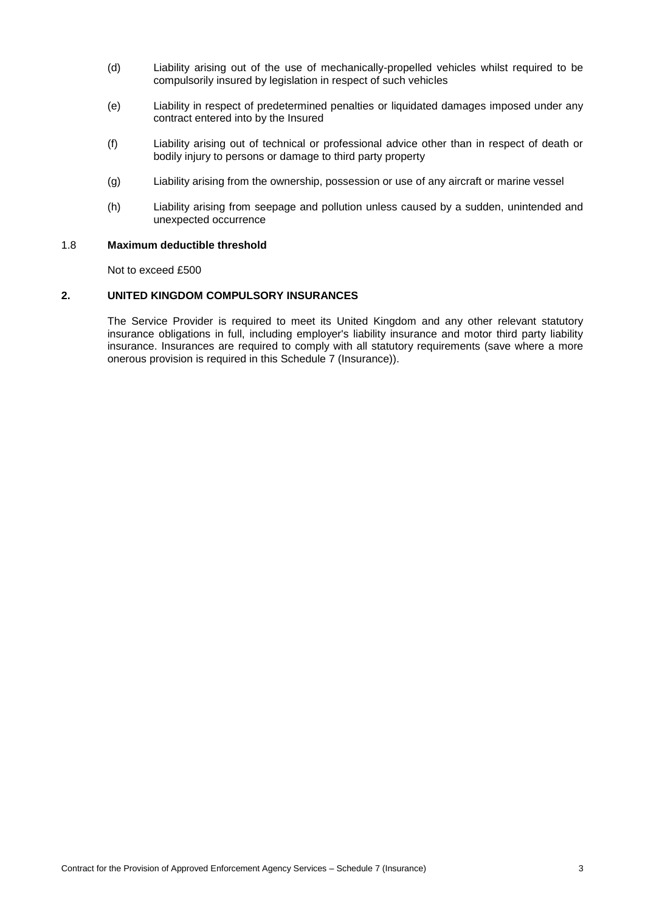(d) Liability arising out of the use of mechanically-propelled vehicles whilst required to be compulsorily insured by legislation in respect of such vehicles

(e) Liability in respect of predetermined penalties or liquidated damages imposed under any contract entered into by the Insured

(f) Liability arising out of technical or professional advice other than in respect of death or bodily injury to persons or damage to third party property

(g) Liability arising from the ownership, possession or use of any aircraft or marine vessel

(h) Liability arising from seepage and pollution unless caused by a sudden, unintended and unexpected occurrence

1.8 **Maximum deductible threshold**

Not to exceed £500

## 2. UNITED KINGDOM COMPULSORY INSURANCES

The Service Provider is required to meet its United Kingdom and any other relevant statutory insurance obligations in full, including employer's liability insurance and motor third party liability insurance. Insurances are required to comply with all statutory requirements (save where a more onerous provision is required in this Schedule 7 (Insurance)).